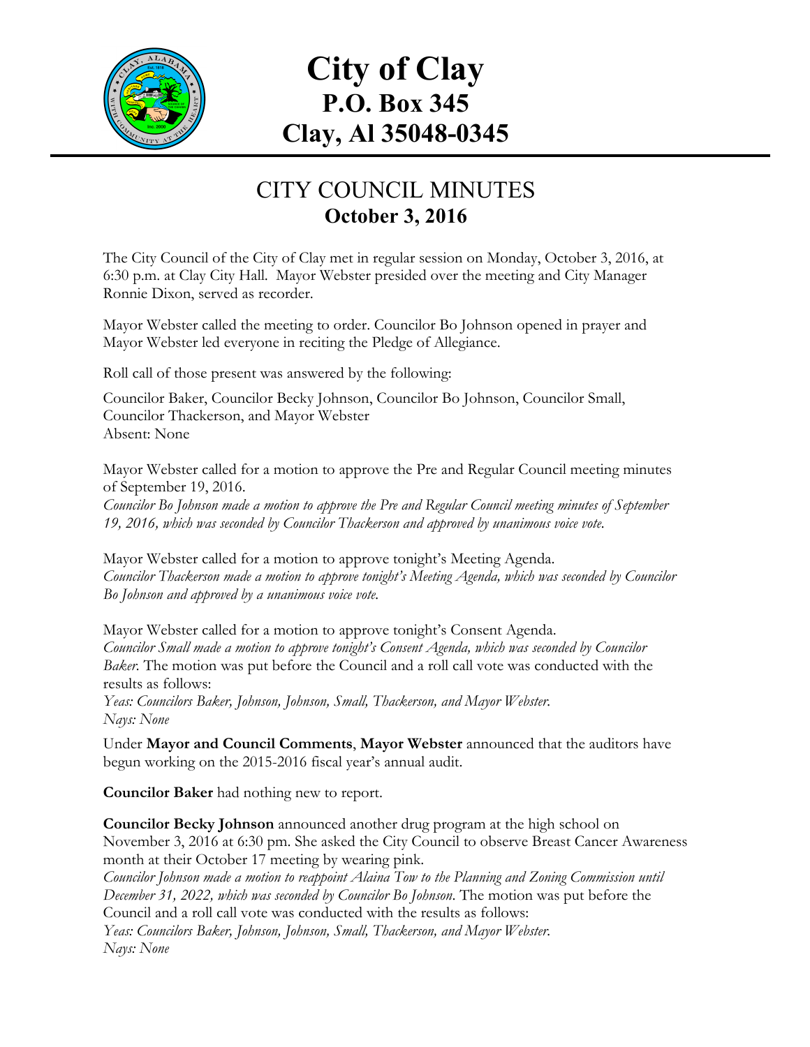# City of Clay
## P.O. Box 345
## Clay, Al 35048-0345

## CITY COUNCIL MINUTES
### October 3, 2016

The City Council of the City of Clay met in regular session on Monday, October 3, 2016, at 6:30 p.m. at Clay City Hall. Mayor Webster presided over the meeting and City Manager Ronnie Dixon, served as recorder.

Mayor Webster called the meeting to order. Councilor Bo Johnson opened in prayer and Mayor Webster led everyone in reciting the Pledge of Allegiance.

Roll call of those present was answered by the following:

Councilor Baker, Councilor Becky Johnson, Councilor Bo Johnson, Councilor Small, Councilor Thackerson, and Mayor Webster
Absent: None

Mayor Webster called for a motion to approve the Pre and Regular Council meeting minutes of September 19, 2016.
*Councilor Bo Johnson made a motion to approve the Pre and Regular Council meeting minutes of September 19, 2016, which was seconded by Councilor Thackerson and approved by unanimous voice vote.*

Mayor Webster called for a motion to approve tonight's Meeting Agenda.
*Councilor Thackerson made a motion to approve tonight's Meeting Agenda, which was seconded by Councilor Bo Johnson and approved by a unanimous voice vote.*

Mayor Webster called for a motion to approve tonight's Consent Agenda.
*Councilor Small made a motion to approve tonight's Consent Agenda, which was seconded by Councilor Baker.* The motion was put before the Council and a roll call vote was conducted with the results as follows:
*Yeas: Councilors Baker, Johnson, Johnson, Small, Thackerson, and Mayor Webster.*
*Nays: None*

Under **Mayor and Council Comments**, **Mayor Webster** announced that the auditors have begun working on the 2015-2016 fiscal year's annual audit.

**Councilor Baker** had nothing new to report.

**Councilor Becky Johnson** announced another drug program at the high school on November 3, 2016 at 6:30 pm. She asked the City Council to observe Breast Cancer Awareness month at their October 17 meeting by wearing pink.
*Councilor Johnson made a motion to reappoint Alaina Tow to the Planning and Zoning Commission until December 31, 2022, which was seconded by Councilor Bo Johnson.* The motion was put before the Council and a roll call vote was conducted with the results as follows:
*Yeas: Councilors Baker, Johnson, Johnson, Small, Thackerson, and Mayor Webster.*
*Nays: None*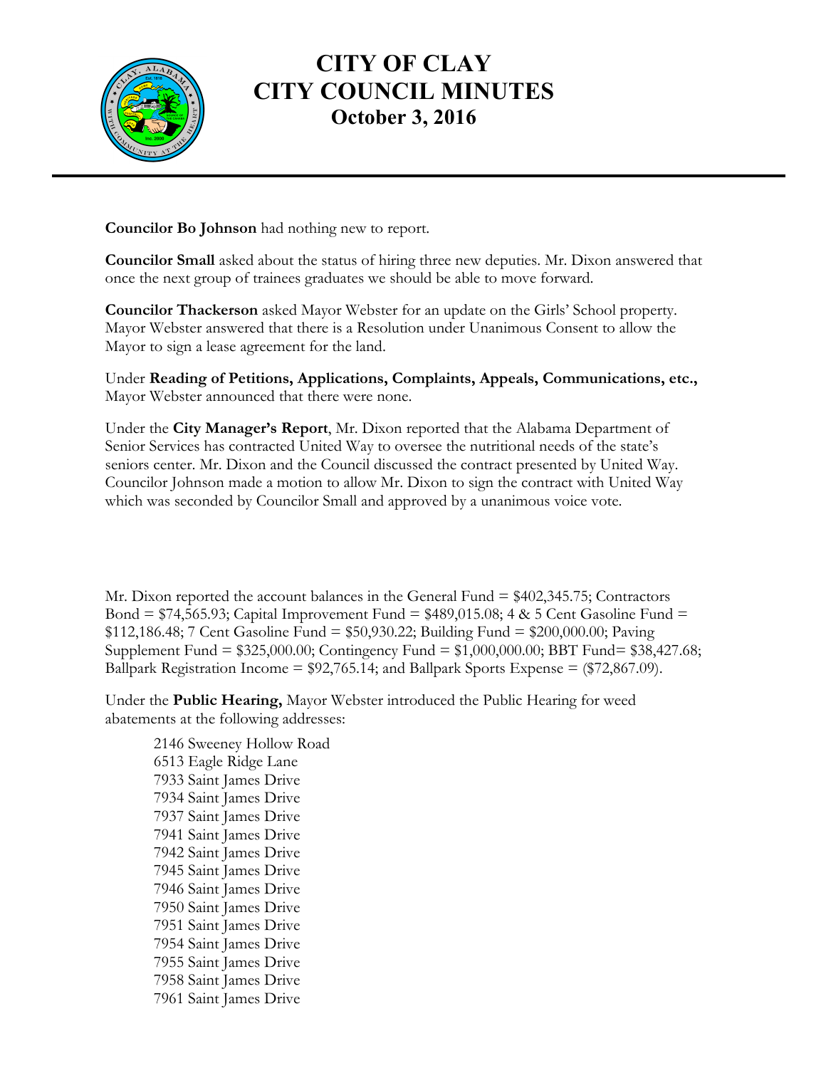**Councilor Bo Johnson** had nothing new to report.

**Councilor Small** asked about the status of hiring three new deputies. Mr. Dixon answered that once the next group of trainees graduates we should be able to move forward.

**Councilor Thackerson** asked Mayor Webster for an update on the Girls' School property. Mayor Webster answered that there is a Resolution under Unanimous Consent to allow the Mayor to sign a lease agreement for the land.

Under **Reading of Petitions, Applications, Complaints, Appeals, Communications, etc.,** Mayor Webster announced that there were none.

Under the **City Manager's Report**, Mr. Dixon reported that the Alabama Department of Senior Services has contracted United Way to oversee the nutritional needs of the state's seniors center. Mr. Dixon and the Council discussed the contract presented by United Way. Councilor Johnson made a motion to allow Mr. Dixon to sign the contract with United Way which was seconded by Councilor Small and approved by a unanimous voice vote.

Mr. Dixon reported the account balances in the General Fund = $402,345.75; Contractors Bond = $74,565.93; Capital Improvement Fund = $489,015.08; 4 & 5 Cent Gasoline Fund = $112,186.48; 7 Cent Gasoline Fund = $50,930.22; Building Fund = $200,000.00; Paving Supplement Fund = $325,000.00; Contingency Fund = $1,000,000.00; BBT Fund= $38,427.68; Ballpark Registration Income = $92,765.14; and Ballpark Sports Expense = ($72,867.09).

Under the **Public Hearing,** Mayor Webster introduced the Public Hearing for weed abatements at the following addresses:

2146 Sweeney Hollow Road
6513 Eagle Ridge Lane
7933 Saint James Drive
7934 Saint James Drive
7937 Saint James Drive
7941 Saint James Drive
7942 Saint James Drive
7945 Saint James Drive
7946 Saint James Drive
7950 Saint James Drive
7951 Saint James Drive
7954 Saint James Drive
7955 Saint James Drive
7958 Saint James Drive
7961 Saint James Drive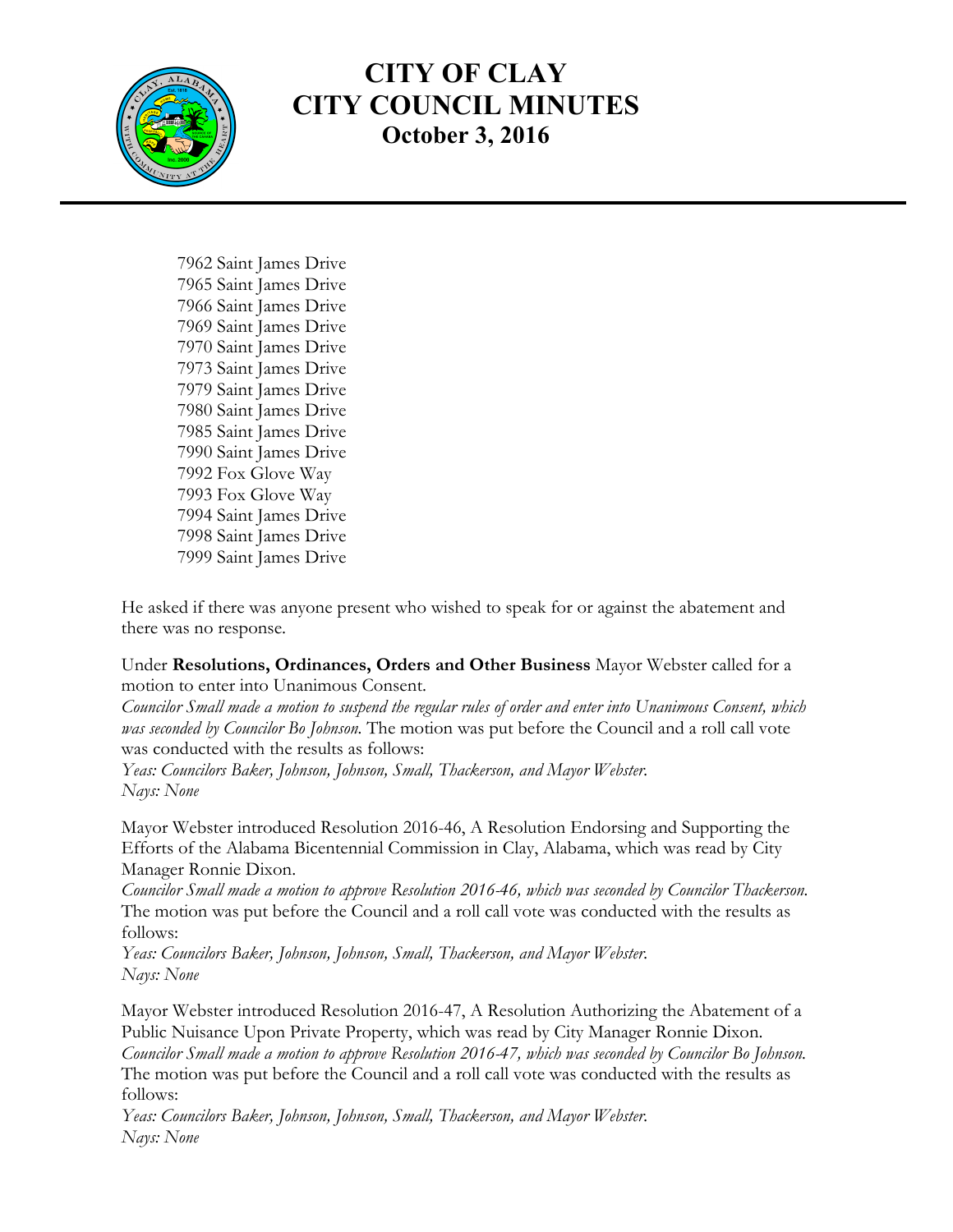7962 Saint James Drive
7965 Saint James Drive
7966 Saint James Drive
7969 Saint James Drive
7970 Saint James Drive
7973 Saint James Drive
7979 Saint James Drive
7980 Saint James Drive
7985 Saint James Drive
7990 Saint James Drive
7992 Fox Glove Way
7993 Fox Glove Way
7994 Saint James Drive
7998 Saint James Drive
7999 Saint James Drive

He asked if there was anyone present who wished to speak for or against the abatement and there was no response.

Under **Resolutions, Ordinances, Orders and Other Business** Mayor Webster called for a motion to enter into Unanimous Consent.
*Councilor Small made a motion to suspend the regular rules of order and enter into Unanimous Consent, which was seconded by Councilor Bo Johnson.* The motion was put before the Council and a roll call vote was conducted with the results as follows:
*Yeas: Councilors Baker, Johnson, Johnson, Small, Thackerson, and Mayor Webster.*
*Nays: None*

Mayor Webster introduced Resolution 2016-46, A Resolution Endorsing and Supporting the Efforts of the Alabama Bicentennial Commission in Clay, Alabama, which was read by City Manager Ronnie Dixon.
*Councilor Small made a motion to approve Resolution 2016-46, which was seconded by Councilor Thackerson.* The motion was put before the Council and a roll call vote was conducted with the results as follows:
*Yeas: Councilors Baker, Johnson, Johnson, Small, Thackerson, and Mayor Webster.*
*Nays: None*

Mayor Webster introduced Resolution 2016-47, A Resolution Authorizing the Abatement of a Public Nuisance Upon Private Property, which was read by City Manager Ronnie Dixon.
*Councilor Small made a motion to approve Resolution 2016-47, which was seconded by Councilor Bo Johnson.* The motion was put before the Council and a roll call vote was conducted with the results as follows:
*Yeas: Councilors Baker, Johnson, Johnson, Small, Thackerson, and Mayor Webster.*
*Nays: None*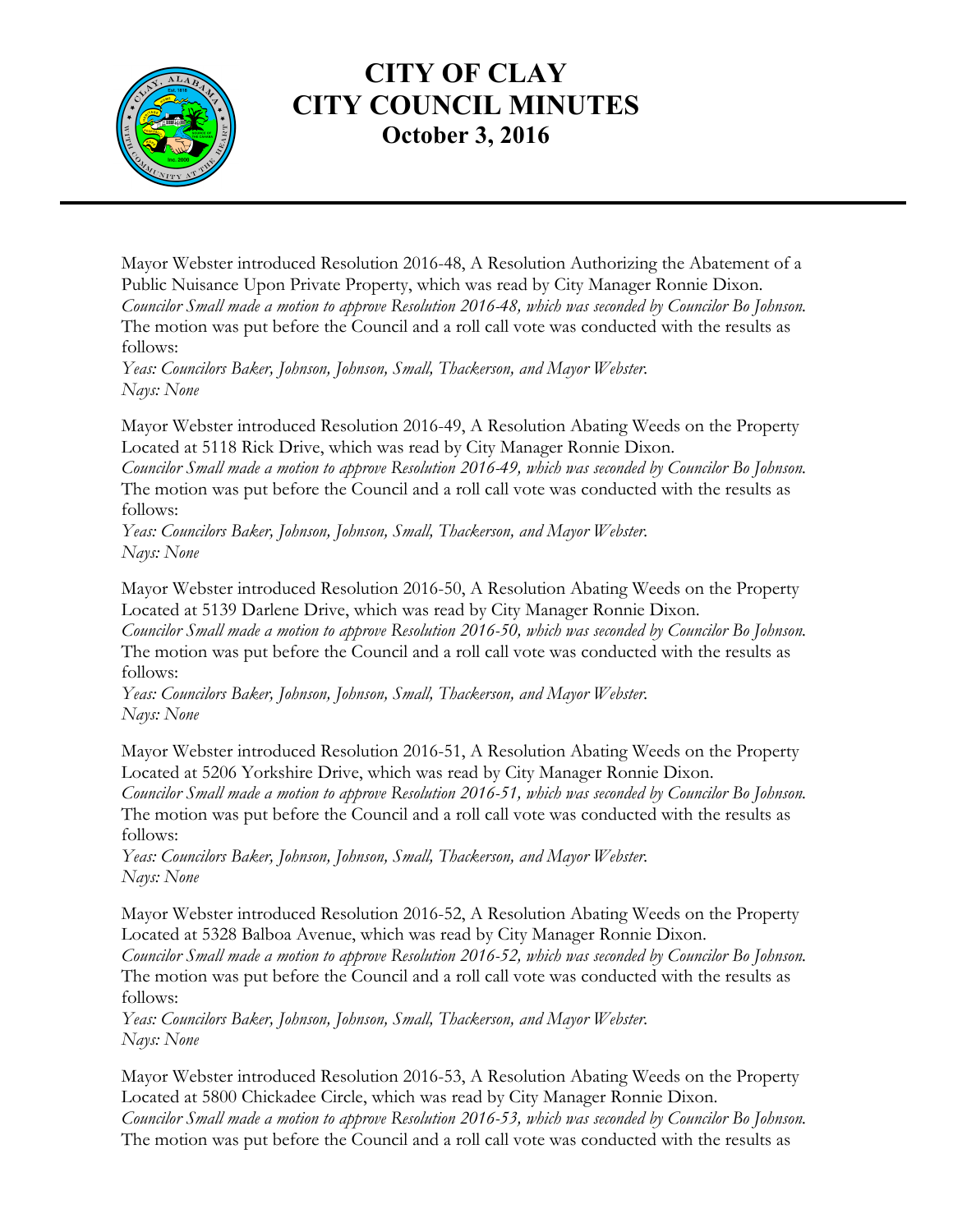Mayor Webster introduced Resolution 2016-48, A Resolution Authorizing the Abatement of a Public Nuisance Upon Private Property, which was read by City Manager Ronnie Dixon.
*Councilor Small made a motion to approve Resolution 2016-48, which was seconded by Councilor Bo Johnson.*
The motion was put before the Council and a roll call vote was conducted with the results as follows:
*Yeas: Councilors Baker, Johnson, Johnson, Small, Thackerson, and Mayor Webster.*
*Nays: None*

Mayor Webster introduced Resolution 2016-49, A Resolution Abating Weeds on the Property Located at 5118 Rick Drive, which was read by City Manager Ronnie Dixon.
*Councilor Small made a motion to approve Resolution 2016-49, which was seconded by Councilor Bo Johnson.*
The motion was put before the Council and a roll call vote was conducted with the results as follows:
*Yeas: Councilors Baker, Johnson, Johnson, Small, Thackerson, and Mayor Webster.*
*Nays: None*

Mayor Webster introduced Resolution 2016-50, A Resolution Abating Weeds on the Property Located at 5139 Darlene Drive, which was read by City Manager Ronnie Dixon.
*Councilor Small made a motion to approve Resolution 2016-50, which was seconded by Councilor Bo Johnson.*
The motion was put before the Council and a roll call vote was conducted with the results as follows:
*Yeas: Councilors Baker, Johnson, Johnson, Small, Thackerson, and Mayor Webster.*
*Nays: None*

Mayor Webster introduced Resolution 2016-51, A Resolution Abating Weeds on the Property Located at 5206 Yorkshire Drive, which was read by City Manager Ronnie Dixon.
*Councilor Small made a motion to approve Resolution 2016-51, which was seconded by Councilor Bo Johnson.*
The motion was put before the Council and a roll call vote was conducted with the results as follows:
*Yeas: Councilors Baker, Johnson, Johnson, Small, Thackerson, and Mayor Webster.*
*Nays: None*

Mayor Webster introduced Resolution 2016-52, A Resolution Abating Weeds on the Property Located at 5328 Balboa Avenue, which was read by City Manager Ronnie Dixon.
*Councilor Small made a motion to approve Resolution 2016-52, which was seconded by Councilor Bo Johnson.*
The motion was put before the Council and a roll call vote was conducted with the results as follows:
*Yeas: Councilors Baker, Johnson, Johnson, Small, Thackerson, and Mayor Webster.*
*Nays: None*

Mayor Webster introduced Resolution 2016-53, A Resolution Abating Weeds on the Property Located at 5800 Chickadee Circle, which was read by City Manager Ronnie Dixon.
*Councilor Small made a motion to approve Resolution 2016-53, which was seconded by Councilor Bo Johnson.*
The motion was put before the Council and a roll call vote was conducted with the results as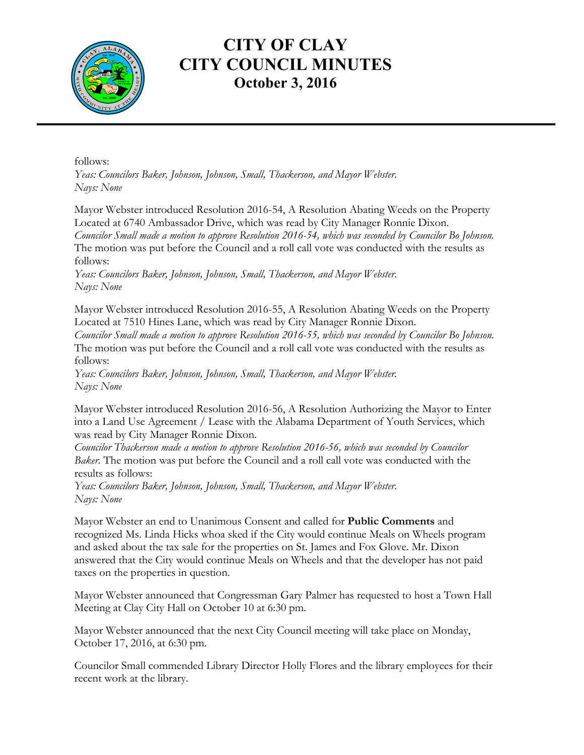follows:
*Yeas: Councilors Baker, Johnson, Johnson, Small, Thackerson, and Mayor Webster.*
*Nays: None*

Mayor Webster introduced Resolution 2016-54, A Resolution Abating Weeds on the Property Located at 6740 Ambassador Drive, which was read by City Manager Ronnie Dixon.
*Councilor Small made a motion to approve Resolution 2016-54, which was seconded by Councilor Bo Johnson.* The motion was put before the Council and a roll call vote was conducted with the results as follows:
*Yeas: Councilors Baker, Johnson, Johnson, Small, Thackerson, and Mayor Webster.*
*Nays: None*

Mayor Webster introduced Resolution 2016-55, A Resolution Abating Weeds on the Property Located at 7510 Hines Lane, which was read by City Manager Ronnie Dixon.
*Councilor Small made a motion to approve Resolution 2016-55, which was seconded by Councilor Bo Johnson.* The motion was put before the Council and a roll call vote was conducted with the results as follows:
*Yeas: Councilors Baker, Johnson, Johnson, Small, Thackerson, and Mayor Webster.*
*Nays: None*

Mayor Webster introduced Resolution 2016-56, A Resolution Authorizing the Mayor to Enter into a Land Use Agreement / Lease with the Alabama Department of Youth Services, which was read by City Manager Ronnie Dixon.
*Councilor Thackerson made a motion to approve Resolution 2016-56, which was seconded by Councilor Baker.* The motion was put before the Council and a roll call vote was conducted with the results as follows:
*Yeas: Councilors Baker, Johnson, Johnson, Small, Thackerson, and Mayor Webster.*
*Nays: None*

Mayor Webster an end to Unanimous Consent and called for **Public Comments** and recognized Ms. Linda Hicks whoa sked if the City would continue Meals on Wheels program and asked about the tax sale for the properties on St. James and Fox Glove. Mr. Dixon answered that the City would continue Meals on Wheels and that the developer has not paid taxes on the properties in question.

Mayor Webster announced that Congressman Gary Palmer has requested to host a Town Hall Meeting at Clay City Hall on October 10 at 6:30 pm.

Mayor Webster announced that the next City Council meeting will take place on Monday, October 17, 2016, at 6:30 pm.

Councilor Small commended Library Director Holly Flores and the library employees for their recent work at the library.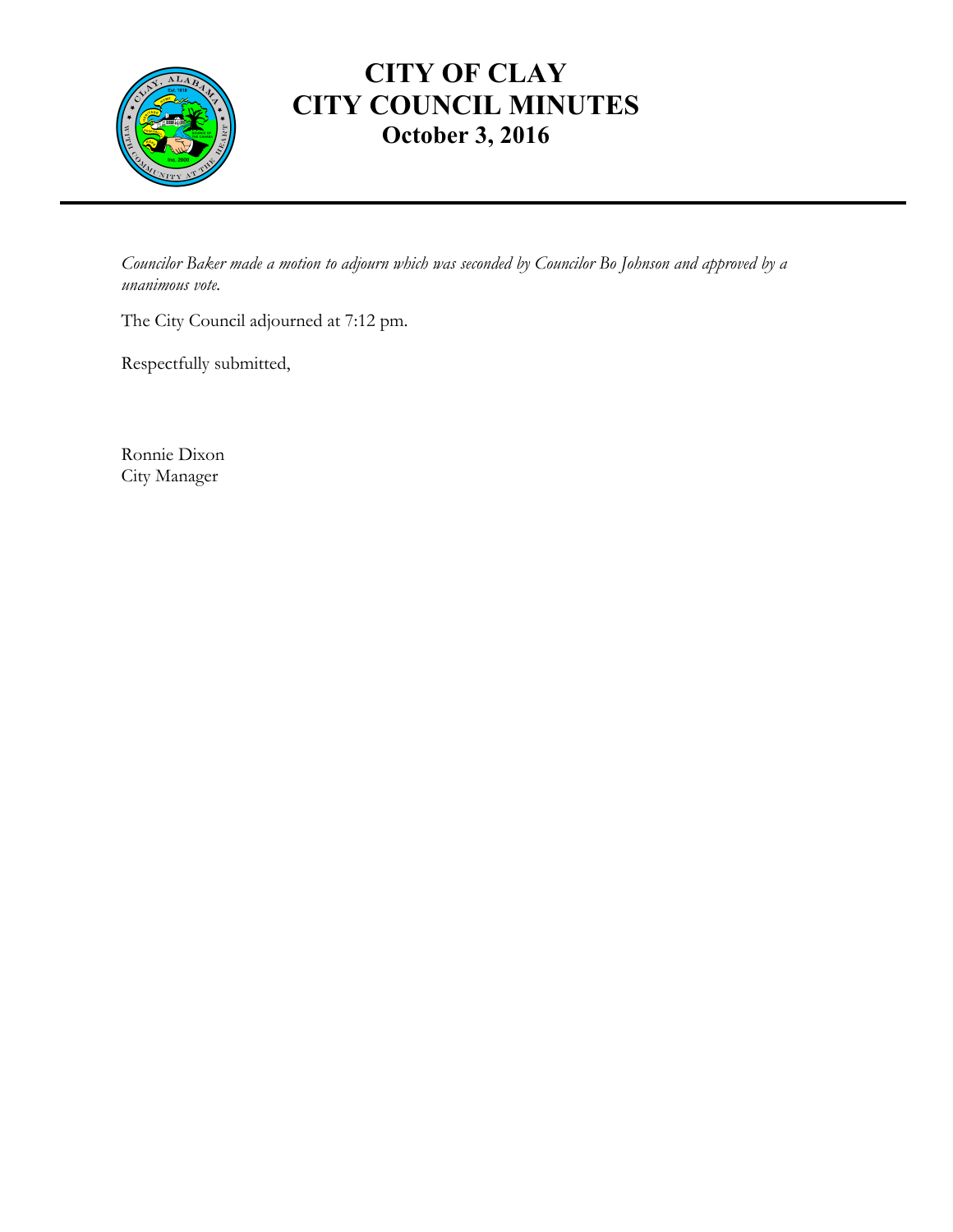# CITY OF CLAY
# CITY COUNCIL MINUTES
## October 3, 2016

*Councilor Baker made a motion to adjourn which was seconded by Councilor Bo Johnson and approved by a unanimous vote.*

The City Council adjourned at 7:12 pm.

Respectfully submitted,

Ronnie Dixon
City Manager